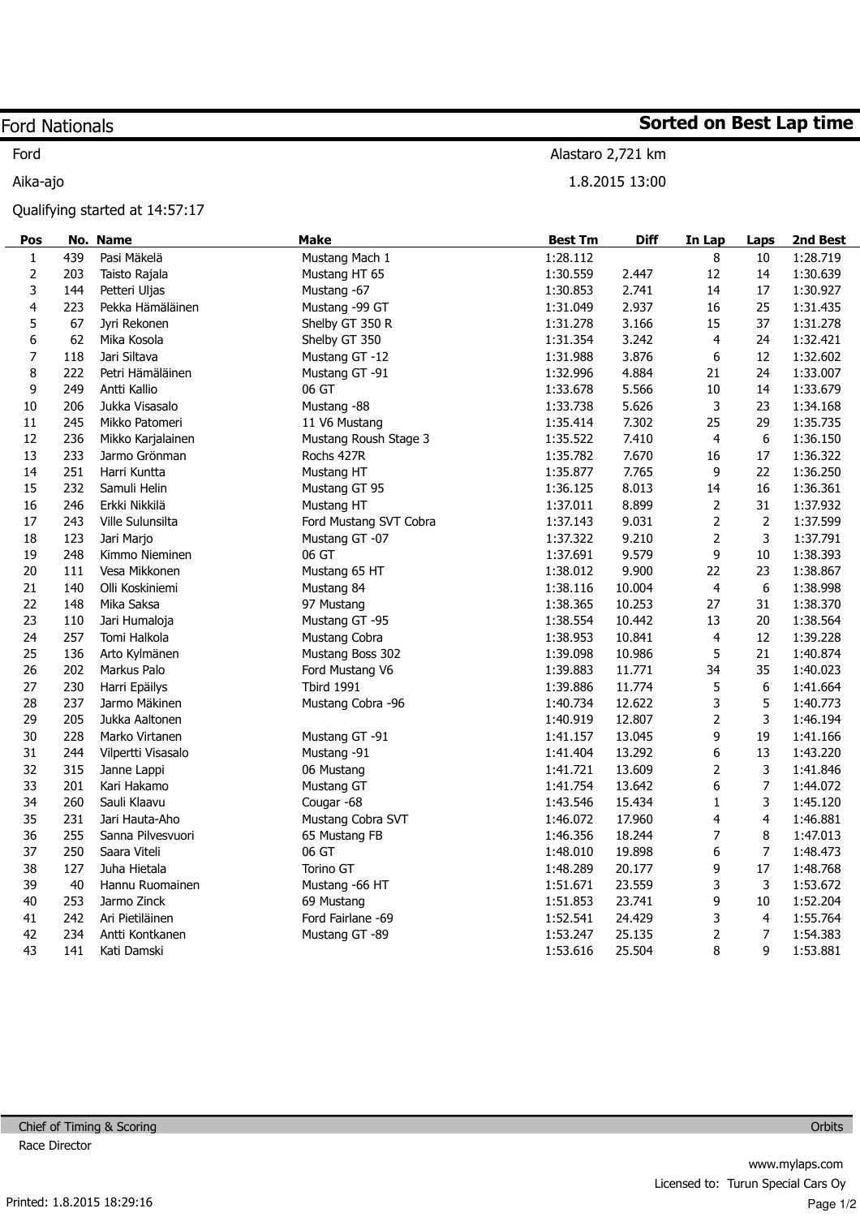# Ford Nationals

**Sorted on Best Lap time**

Ford

Alastaro 2,721 km

Aika-ajo

1.8.2015 13:00

Qualifying started at 14:57:17

| Pos | No. | Name | Make | Best Tm | Diff | In Lap | Laps | 2nd Best |
|---|---|---|---|---|---|---|---|---|
| 1 | 439 | Pasi Mäkelä | Mustang Mach 1 | 1:28.112 | | 8 | 10 | 1:28.719 |
| 2 | 203 | Taisto Rajala | Mustang HT 65 | 1:30.559 | 2.447 | 12 | 14 | 1:30.639 |
| 3 | 144 | Petteri Uljas | Mustang -67 | 1:30.853 | 2.741 | 14 | 17 | 1:30.927 |
| 4 | 223 | Pekka Hämäläinen | Mustang -99 GT | 1:31.049 | 2.937 | 16 | 25 | 1:31.435 |
| 5 | 67 | Jyri Rekonen | Shelby GT 350 R | 1:31.278 | 3.166 | 15 | 37 | 1:31.278 |
| 6 | 62 | Mika Kosola | Shelby GT 350 | 1:31.354 | 3.242 | 4 | 24 | 1:32.421 |
| 7 | 118 | Jari Siltava | Mustang GT -12 | 1:31.988 | 3.876 | 6 | 12 | 1:32.602 |
| 8 | 222 | Petri Hämäläinen | Mustang GT -91 | 1:32.996 | 4.884 | 21 | 24 | 1:33.007 |
| 9 | 249 | Antti Kallio | 06 GT | 1:33.678 | 5.566 | 10 | 14 | 1:33.679 |
| 10 | 206 | Jukka Visasalo | Mustang -88 | 1:33.738 | 5.626 | 3 | 23 | 1:34.168 |
| 11 | 245 | Mikko Patomeri | 11 V6 Mustang | 1:35.414 | 7.302 | 25 | 29 | 1:35.735 |
| 12 | 236 | Mikko Karjalainen | Mustang Roush Stage 3 | 1:35.522 | 7.410 | 4 | 6 | 1:36.150 |
| 13 | 233 | Jarmo Grönman | Rochs 427R | 1:35.782 | 7.670 | 16 | 17 | 1:36.322 |
| 14 | 251 | Harri Kuntta | Mustang HT | 1:35.877 | 7.765 | 9 | 22 | 1:36.250 |
| 15 | 232 | Samuli Helin | Mustang GT 95 | 1:36.125 | 8.013 | 14 | 16 | 1:36.361 |
| 16 | 246 | Erkki Nikkilä | Mustang HT | 1:37.011 | 8.899 | 2 | 31 | 1:37.932 |
| 17 | 243 | Ville Sulunsilta | Ford Mustang SVT Cobra | 1:37.143 | 9.031 | 2 | 2 | 1:37.599 |
| 18 | 123 | Jari Marjo | Mustang GT -07 | 1:37.322 | 9.210 | 2 | 3 | 1:37.791 |
| 19 | 248 | Kimmo Nieminen | 06 GT | 1:37.691 | 9.579 | 9 | 10 | 1:38.393 |
| 20 | 111 | Vesa Mikkonen | Mustang 65 HT | 1:38.012 | 9.900 | 22 | 23 | 1:38.867 |
| 21 | 140 | Olli Koskiniemi | Mustang 84 | 1:38.116 | 10.004 | 4 | 6 | 1:38.998 |
| 22 | 148 | Mika Saksa | 97 Mustang | 1:38.365 | 10.253 | 27 | 31 | 1:38.370 |
| 23 | 110 | Jari Humaloja | Mustang GT -95 | 1:38.554 | 10.442 | 13 | 20 | 1:38.564 |
| 24 | 257 | Tomi Halkola | Mustang Cobra | 1:38.953 | 10.841 | 4 | 12 | 1:39.228 |
| 25 | 136 | Arto Kylmänen | Mustang Boss 302 | 1:39.098 | 10.986 | 5 | 21 | 1:40.874 |
| 26 | 202 | Markus Palo | Ford Mustang V6 | 1:39.883 | 11.771 | 34 | 35 | 1:40.023 |
| 27 | 230 | Harri Epäilys | Tbird 1991 | 1:39.886 | 11.774 | 5 | 6 | 1:41.664 |
| 28 | 237 | Jarmo Mäkinen | Mustang Cobra -96 | 1:40.734 | 12.622 | 3 | 5 | 1:40.773 |
| 29 | 205 | Jukka Aaltonen | | 1:40.919 | 12.807 | 2 | 3 | 1:46.194 |
| 30 | 228 | Marko Virtanen | Mustang GT -91 | 1:41.157 | 13.045 | 9 | 19 | 1:41.166 |
| 31 | 244 | Vilpertti Visasalo | Mustang -91 | 1:41.404 | 13.292 | 6 | 13 | 1:43.220 |
| 32 | 315 | Janne Lappi | 06 Mustang | 1:41.721 | 13.609 | 2 | 3 | 1:41.846 |
| 33 | 201 | Kari Hakamo | Mustang GT | 1:41.754 | 13.642 | 6 | 7 | 1:44.072 |
| 34 | 260 | Sauli Klaavu | Cougar -68 | 1:43.546 | 15.434 | 1 | 3 | 1:45.120 |
| 35 | 231 | Jari Hauta-Aho | Mustang Cobra SVT | 1:46.072 | 17.960 | 4 | 4 | 1:46.881 |
| 36 | 255 | Sanna Pilvesvuori | 65 Mustang FB | 1:46.356 | 18.244 | 7 | 8 | 1:47.013 |
| 37 | 250 | Saara Viteli | 06 GT | 1:48.010 | 19.898 | 6 | 7 | 1:48.473 |
| 38 | 127 | Juha Hietala | Torino GT | 1:48.289 | 20.177 | 9 | 17 | 1:48.768 |
| 39 | 40 | Hannu Ruomainen | Mustang -66 HT | 1:51.671 | 23.559 | 3 | 3 | 1:53.672 |
| 40 | 253 | Jarmo Zinck | 69 Mustang | 1:51.853 | 23.741 | 9 | 10 | 1:52.204 |
| 41 | 242 | Ari Pietiläinen | Ford Fairlane -69 | 1:52.541 | 24.429 | 3 | 4 | 1:55.764 |
| 42 | 234 | Antti Kontkanen | Mustang GT -89 | 1:53.247 | 25.135 | 2 | 7 | 1:54.383 |
| 43 | 141 | Kati Damski | | 1:53.616 | 25.504 | 8 | 9 | 1:53.881 |

Chief of Timing & Scoring

Race Director

Orbits

www.mylaps.com

Licensed to: Turun Special Cars Oy

Printed: 1.8.2015 18:29:16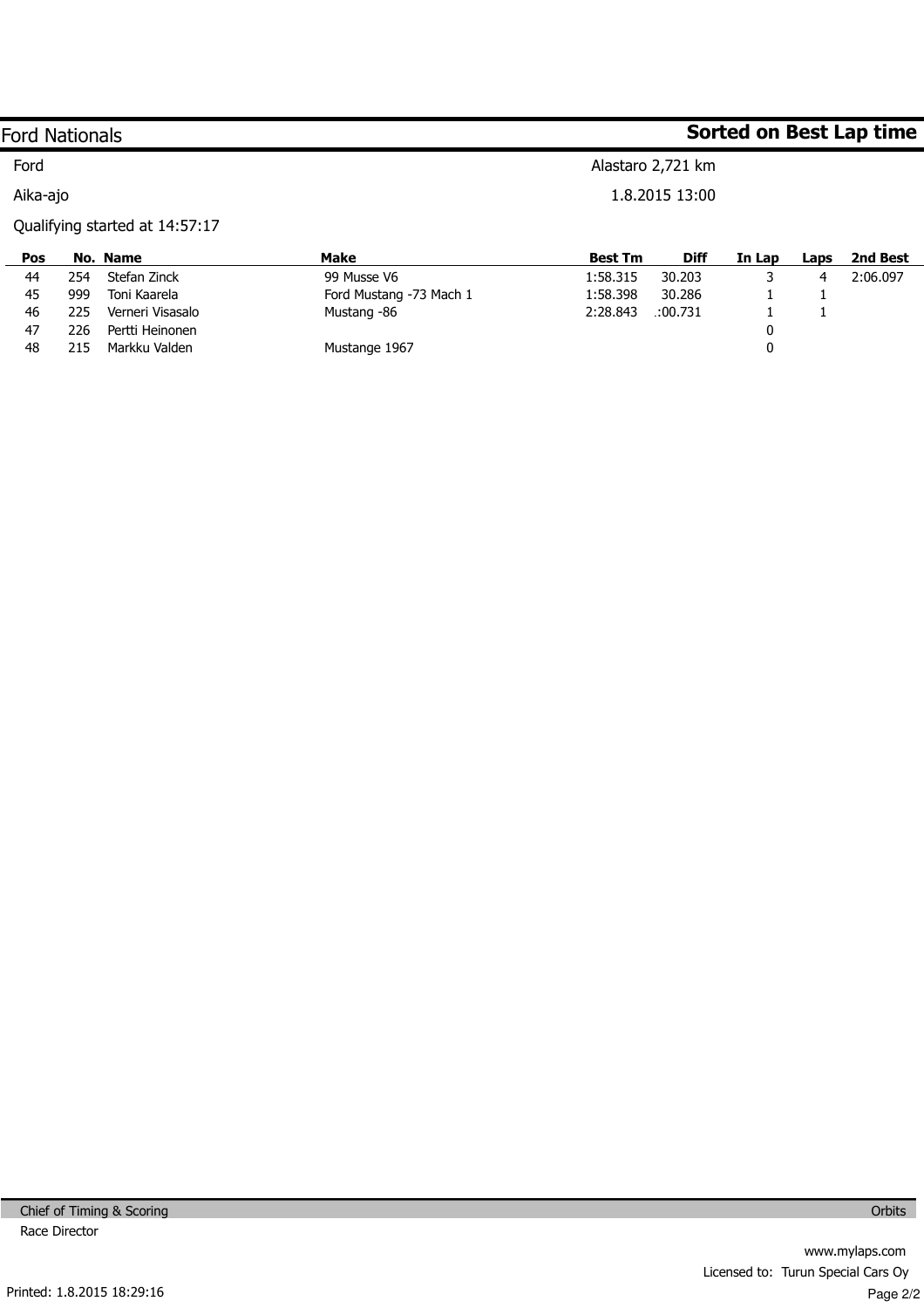# Ford Nationals

**Sorted on Best Lap time**

Ford

Alastaro 2,721 km

Aika-ajo

1.8.2015 13:00

Qualifying started at 14:57:17

| Pos | No. | Name | Make | Best Tm | Diff | In Lap | Laps | 2nd Best |
|---|---|---|---|---|---|---|---|---|
| 44 | 254 | Stefan Zinck | 99 Musse V6 | 1:58.315 | 30.203 | 3 | 4 | 2:06.097 |
| 45 | 999 | Toni Kaarela | Ford Mustang -73 Mach 1 | 1:58.398 | 30.286 | 1 | 1 | |
| 46 | 225 | Verneri Visasalo | Mustang -86 | 2:28.843 | 1:00.731 | 1 | 1 | |
| 47 | 226 | Pertti Heinonen | | | | 0 | | |
| 48 | 215 | Markku Valden | Mustange 1967 | | | 0 | | |

Chief of Timing & Scoring

Race Director

Orbits

www.mylaps.com

Licensed to: Turun Special Cars Oy

Printed: 1.8.2015 18:29:16